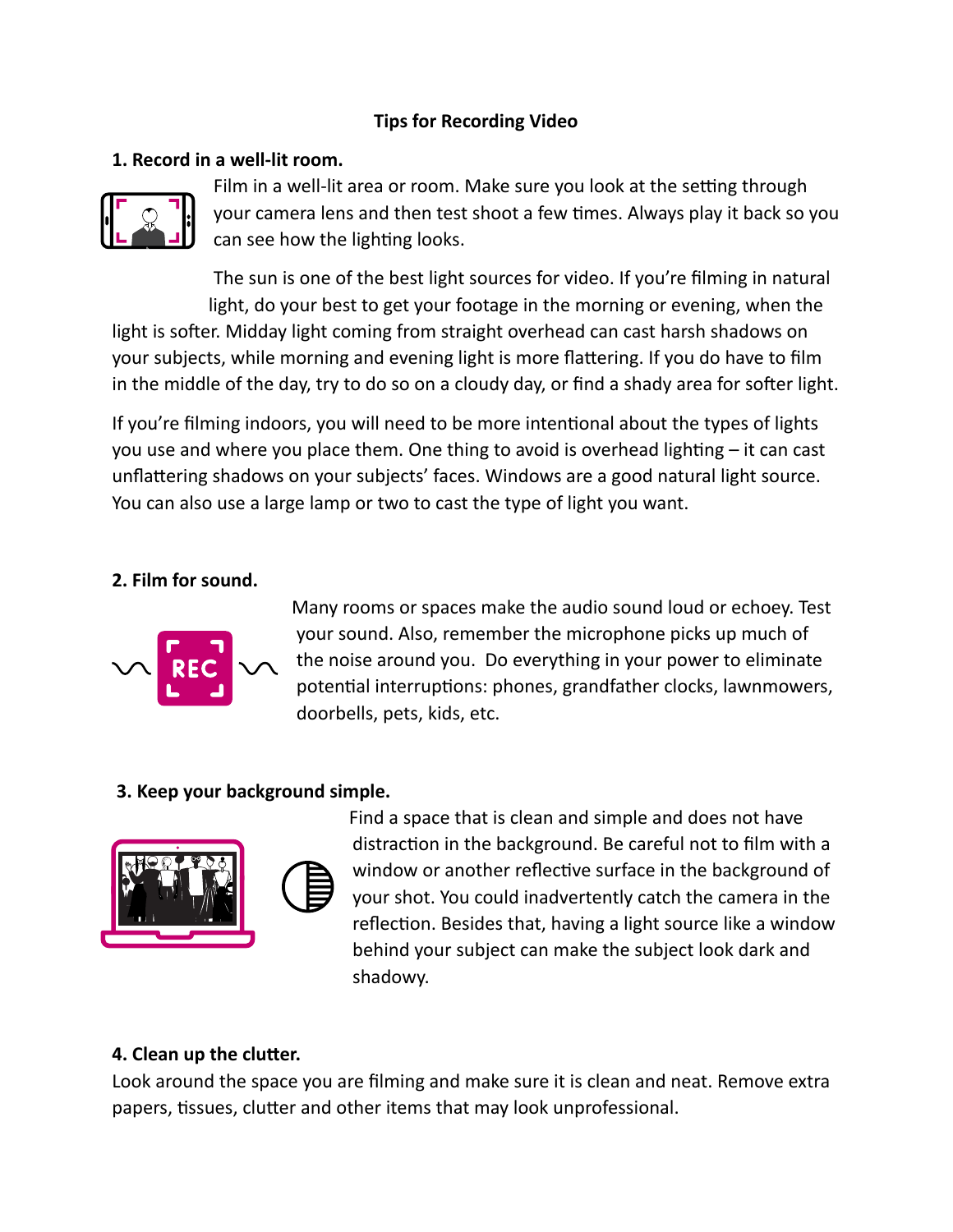# Tips for Recording Video

## 1. Record in a well-lit room.

Film in a well-lit area or room. Make sure you look at the setting through your camera lens and then test shoot a few times. Always play it back so you can see how the lighting looks.

The sun is one of the best light sources for video. If you're filming in natural light, do your best to get your footage in the morning or evening, when the light is softer. Midday light coming from straight overhead can cast harsh shadows on your subjects, while morning and evening light is more flattering. If you do have to film in the middle of the day, try to do so on a cloudy day, or find a shady area for softer light.

If you're filming indoors, you will need to be more intentional about the types of lights you use and where you place them. One thing to avoid is overhead lighting – it can cast unflattering shadows on your subjects' faces. Windows are a good natural light source. You can also use a large lamp or two to cast the type of light you want.

## 2. Film for sound.

Many rooms or spaces make the audio sound loud or echoey. Test your sound. Also, remember the microphone picks up much of the noise around you. Do everything in your power to eliminate potential interruptions: phones, grandfather clocks, lawnmowers, doorbells, pets, kids, etc.

## 3. Keep your background simple.

Find a space that is clean and simple and does not have distraction in the background. Be careful not to film with a window or another reflective surface in the background of your shot. You could inadvertently catch the camera in the reflection. Besides that, having a light source like a window behind your subject can make the subject look dark and shadowy.

## 4. Clean up the clutter.

Look around the space you are filming and make sure it is clean and neat. Remove extra papers, tissues, clutter and other items that may look unprofessional.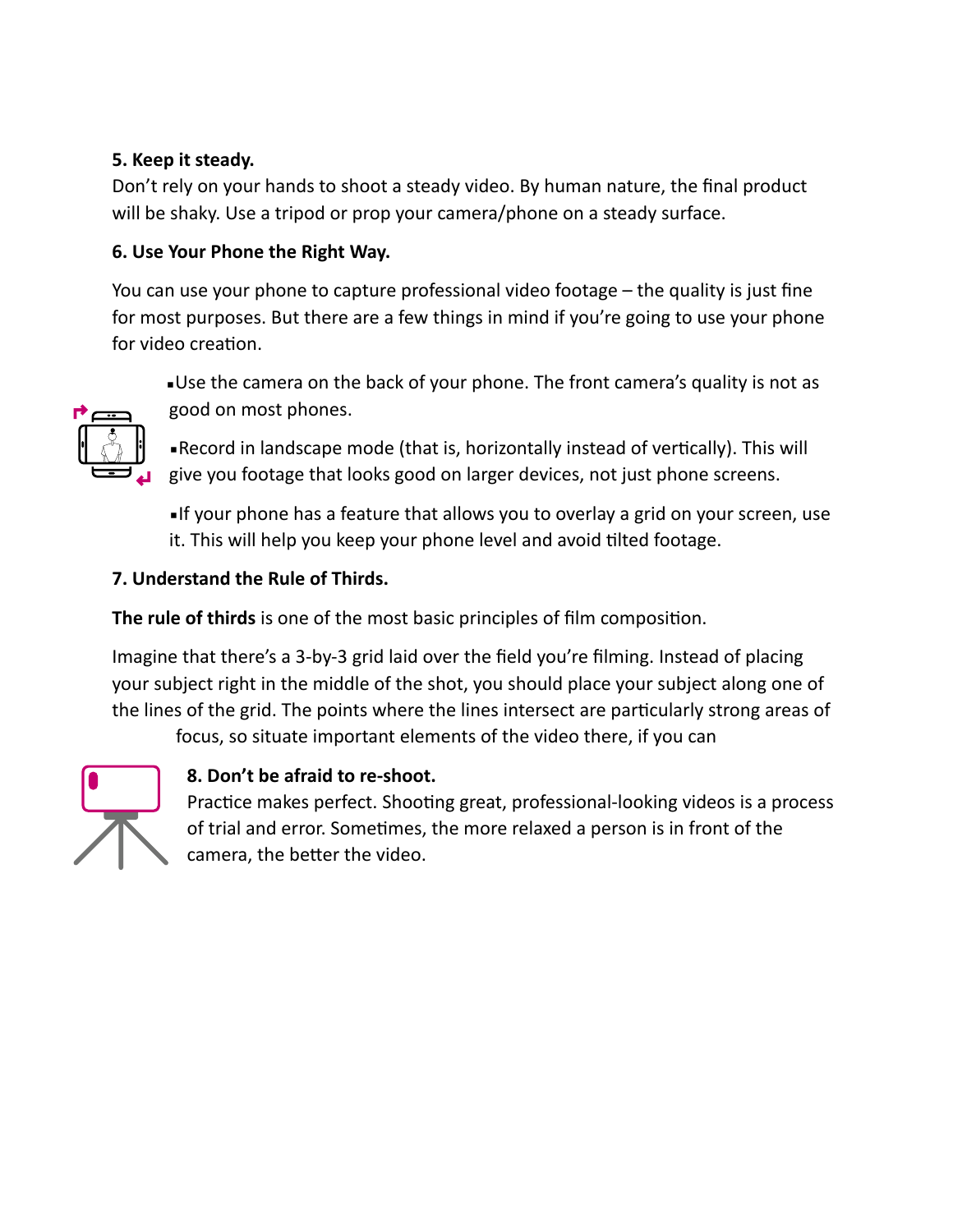**5. Keep it steady.**

Don't rely on your hands to shoot a steady video. By human nature, the final product will be shaky. Use a tripod or prop your camera/phone on a steady surface.

**6. Use Your Phone the Right Way.**

You can use your phone to capture professional video footage – the quality is just fine for most purposes. But there are a few things in mind if you're going to use your phone for video creation.

- Use the camera on the back of your phone. The front camera's quality is not as good on most phones.
- Record in landscape mode (that is, horizontally instead of vertically). This will give you footage that looks good on larger devices, not just phone screens.
- If your phone has a feature that allows you to overlay a grid on your screen, use it. This will help you keep your phone level and avoid tilted footage.

**7. Understand the Rule of Thirds.**

**The rule of thirds** is one of the most basic principles of film composition.

Imagine that there's a 3-by-3 grid laid over the field you're filming. Instead of placing your subject right in the middle of the shot, you should place your subject along one of the lines of the grid. The points where the lines intersect are particularly strong areas of focus, so situate important elements of the video there, if you can

**8. Don't be afraid to re-shoot.**

Practice makes perfect. Shooting great, professional-looking videos is a process of trial and error. Sometimes, the more relaxed a person is in front of the camera, the better the video.